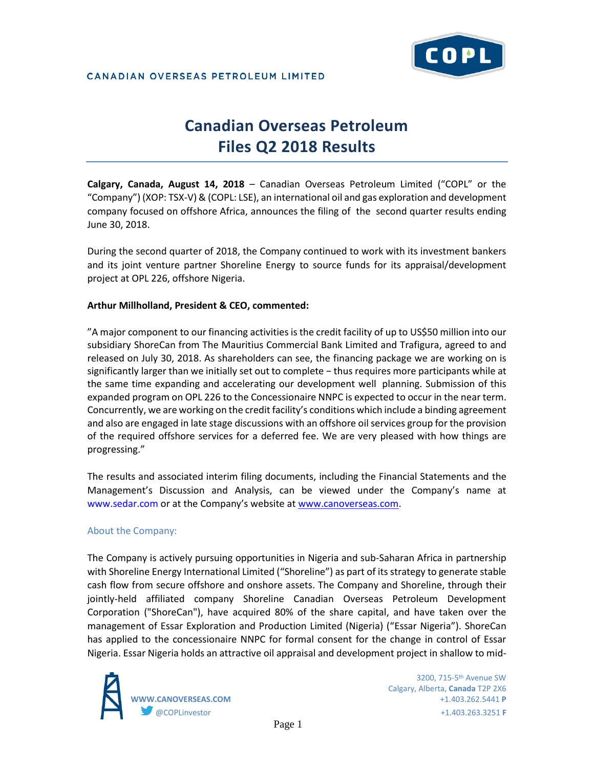CANADIAN OVERSEAS PETROLEUM LIMITED

# Canadian Overseas Petroleum Files Q2 2018 Results

**Calgary, Canada, August 14, 2018** – Canadian Overseas Petroleum Limited ("COPL" or the "Company") (XOP: TSX-V) & (COPL: LSE), an international oil and gas exploration and development company focused on offshore Africa, announces the filing of the second quarter results ending June 30, 2018.

During the second quarter of 2018, the Company continued to work with its investment bankers and its joint venture partner Shoreline Energy to source funds for its appraisal/development project at OPL 226, offshore Nigeria.

**Arthur Millholland, President & CEO, commented:**

"A major component to our financing activities is the credit facility of up to US$50 million into our subsidiary ShoreCan from The Mauritius Commercial Bank Limited and Trafigura, agreed to and released on July 30, 2018. As shareholders can see, the financing package we are working on is significantly larger than we initially set out to complete − thus requires more participants while at the same time expanding and accelerating our development well planning. Submission of this expanded program on OPL 226 to the Concessionaire NNPC is expected to occur in the near term. Concurrently, we are working on the credit facility's conditions which include a binding agreement and also are engaged in late stage discussions with an offshore oil services group for the provision of the required offshore services for a deferred fee. We are very pleased with how things are progressing."

The results and associated interim filing documents, including the Financial Statements and the Management's Discussion and Analysis, can be viewed under the Company's name at www.sedar.com or at the Company's website at www.canoverseas.com.

## About the Company:

The Company is actively pursuing opportunities in Nigeria and sub-Saharan Africa in partnership with Shoreline Energy International Limited ("Shoreline") as part of its strategy to generate stable cash flow from secure offshore and onshore assets. The Company and Shoreline, through their jointly-held affiliated company Shoreline Canadian Overseas Petroleum Development Corporation ("ShoreCan"), have acquired 80% of the share capital, and have taken over the management of Essar Exploration and Production Limited (Nigeria) ("Essar Nigeria"). ShoreCan has applied to the concessionaire NNPC for formal consent for the change in control of Essar Nigeria. Essar Nigeria holds an attractive oil appraisal and development project in shallow to mid-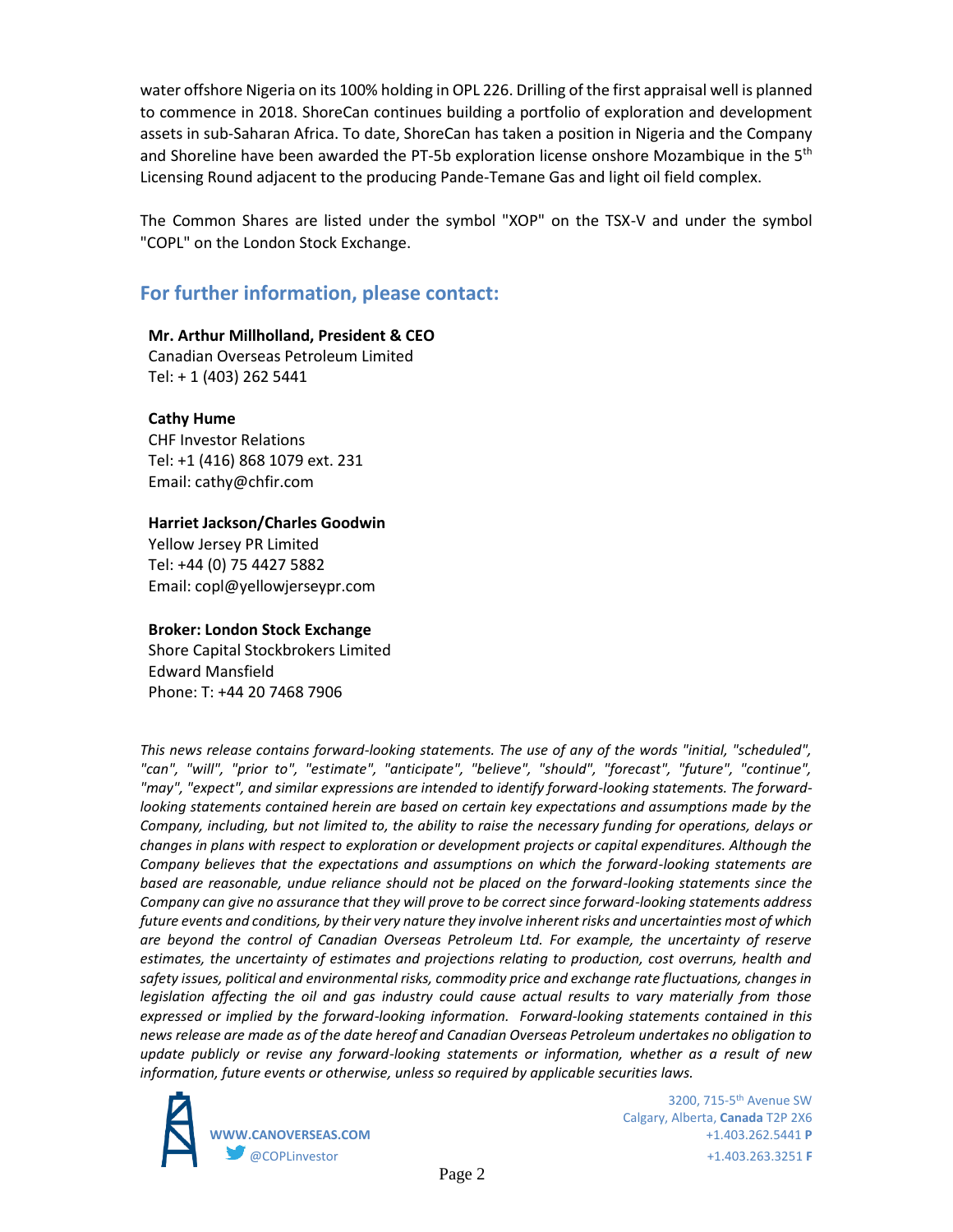water offshore Nigeria on its 100% holding in OPL 226. Drilling of the first appraisal well is planned to commence in 2018. ShoreCan continues building a portfolio of exploration and development assets in sub-Saharan Africa. To date, ShoreCan has taken a position in Nigeria and the Company and Shoreline have been awarded the PT-5b exploration license onshore Mozambique in the 5th Licensing Round adjacent to the producing Pande-Temane Gas and light oil field complex.

The Common Shares are listed under the symbol "XOP" on the TSX-V and under the symbol "COPL" on the London Stock Exchange.

## For further information, please contact:

**Mr. Arthur Millholland, President & CEO**
Canadian Overseas Petroleum Limited
Tel: + 1 (403) 262 5441

**Cathy Hume**
CHF Investor Relations
Tel: +1 (416) 868 1079 ext. 231
Email: cathy@chfir.com

**Harriet Jackson/Charles Goodwin**
Yellow Jersey PR Limited
Tel: +44 (0) 75 4427 5882
Email: copl@yellowjerseypr.com

**Broker: London Stock Exchange**
Shore Capital Stockbrokers Limited
Edward Mansfield
Phone: T: +44 20 7468 7906

*This news release contains forward-looking statements. The use of any of the words "initial, "scheduled", "can", "will", "prior to", "estimate", "anticipate", "believe", "should", "forecast", "future", "continue", "may", "expect", and similar expressions are intended to identify forward-looking statements. The forward-looking statements contained herein are based on certain key expectations and assumptions made by the Company, including, but not limited to, the ability to raise the necessary funding for operations, delays or changes in plans with respect to exploration or development projects or capital expenditures. Although the Company believes that the expectations and assumptions on which the forward-looking statements are based are reasonable, undue reliance should not be placed on the forward-looking statements since the Company can give no assurance that they will prove to be correct since forward-looking statements address future events and conditions, by their very nature they involve inherent risks and uncertainties most of which are beyond the control of Canadian Overseas Petroleum Ltd. For example, the uncertainty of reserve estimates, the uncertainty of estimates and projections relating to production, cost overruns, health and safety issues, political and environmental risks, commodity price and exchange rate fluctuations, changes in legislation affecting the oil and gas industry could cause actual results to vary materially from those expressed or implied by the forward-looking information. Forward-looking statements contained in this news release are made as of the date hereof and Canadian Overseas Petroleum undertakes no obligation to update publicly or revise any forward-looking statements or information, whether as a result of new information, future events or otherwise, unless so required by applicable securities laws.*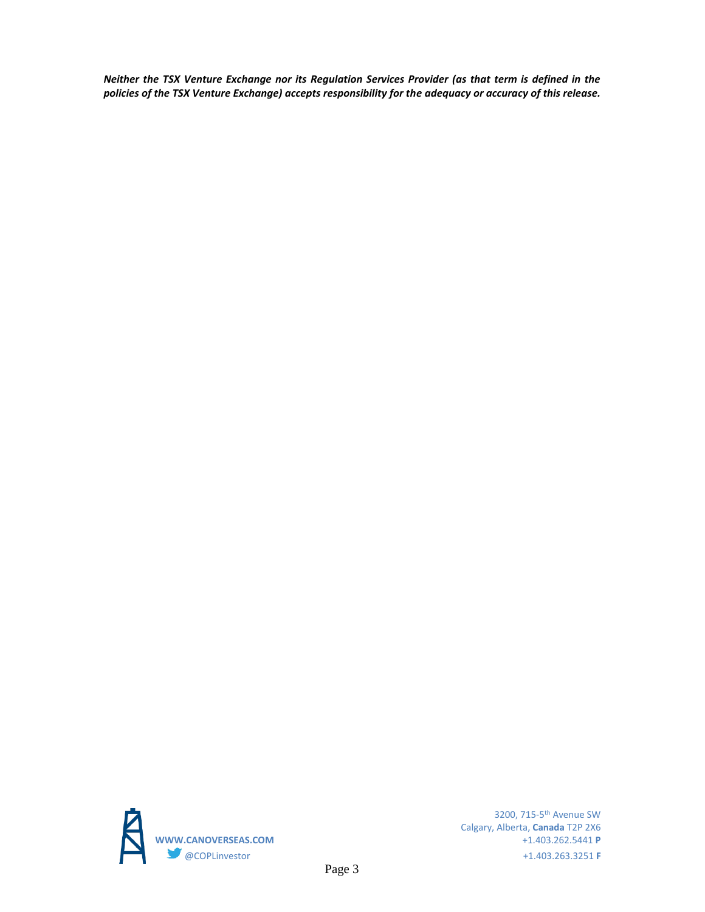***Neither the TSX Venture Exchange nor its Regulation Services Provider (as that term is defined in the policies of the TSX Venture Exchange) accepts responsibility for the adequacy or accuracy of this release.***